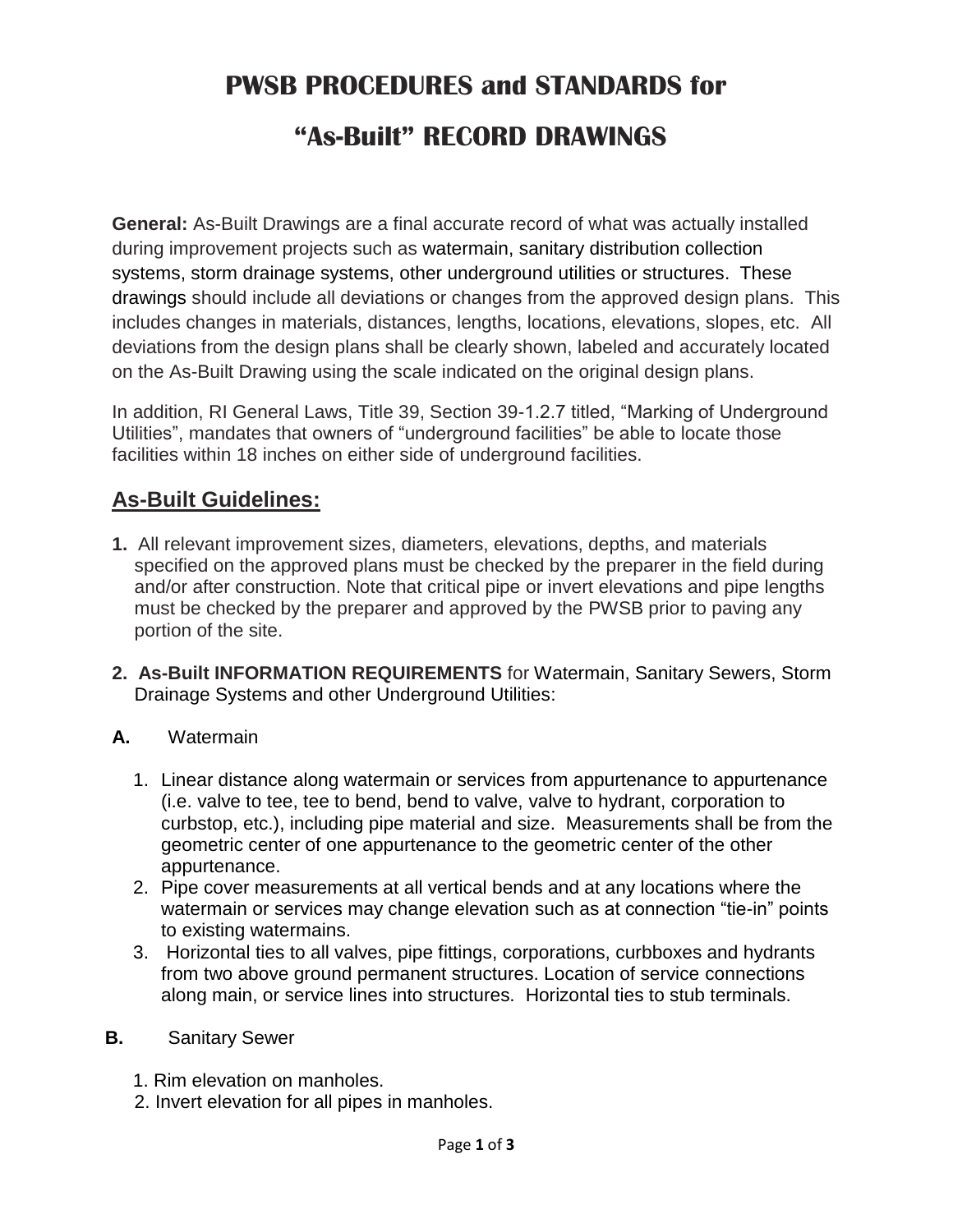# PWSB PROCEDURES and STANDARDS for "As-Built" RECORD DRAWINGS

**General:** As-Built Drawings are a final accurate record of what was actually installed during improvement projects such as watermain, sanitary distribution collection systems, storm drainage systems, other underground utilities or structures. These drawings should include all deviations or changes from the approved design plans. This includes changes in materials, distances, lengths, locations, elevations, slopes, etc. All deviations from the design plans shall be clearly shown, labeled and accurately located on the As-Built Drawing using the scale indicated on the original design plans.

In addition, RI General Laws, Title 39, Section 39-1.2.7 titled, "Marking of Underground Utilities", mandates that owners of "underground facilities" be able to locate those facilities within 18 inches on either side of underground facilities.

## As-Built Guidelines:

**1.** All relevant improvement sizes, diameters, elevations, depths, and materials specified on the approved plans must be checked by the preparer in the field during and/or after construction. Note that critical pipe or invert elevations and pipe lengths must be checked by the preparer and approved by the PWSB prior to paving any portion of the site.

**2. As-Built INFORMATION REQUIREMENTS** for Watermain, Sanitary Sewers, Storm Drainage Systems and other Underground Utilities:

**A.** Watermain

1. Linear distance along watermain or services from appurtenance to appurtenance (i.e. valve to tee, tee to bend, bend to valve, valve to hydrant, corporation to curbstop, etc.), including pipe material and size. Measurements shall be from the geometric center of one appurtenance to the geometric center of the other appurtenance.
2. Pipe cover measurements at all vertical bends and at any locations where the watermain or services may change elevation such as at connection "tie-in" points to existing watermains.
3. Horizontal ties to all valves, pipe fittings, corporations, curbboxes and hydrants from two above ground permanent structures. Location of service connections along main, or service lines into structures. Horizontal ties to stub terminals.

**B.** Sanitary Sewer

1. Rim elevation on manholes.
2. Invert elevation for all pipes in manholes.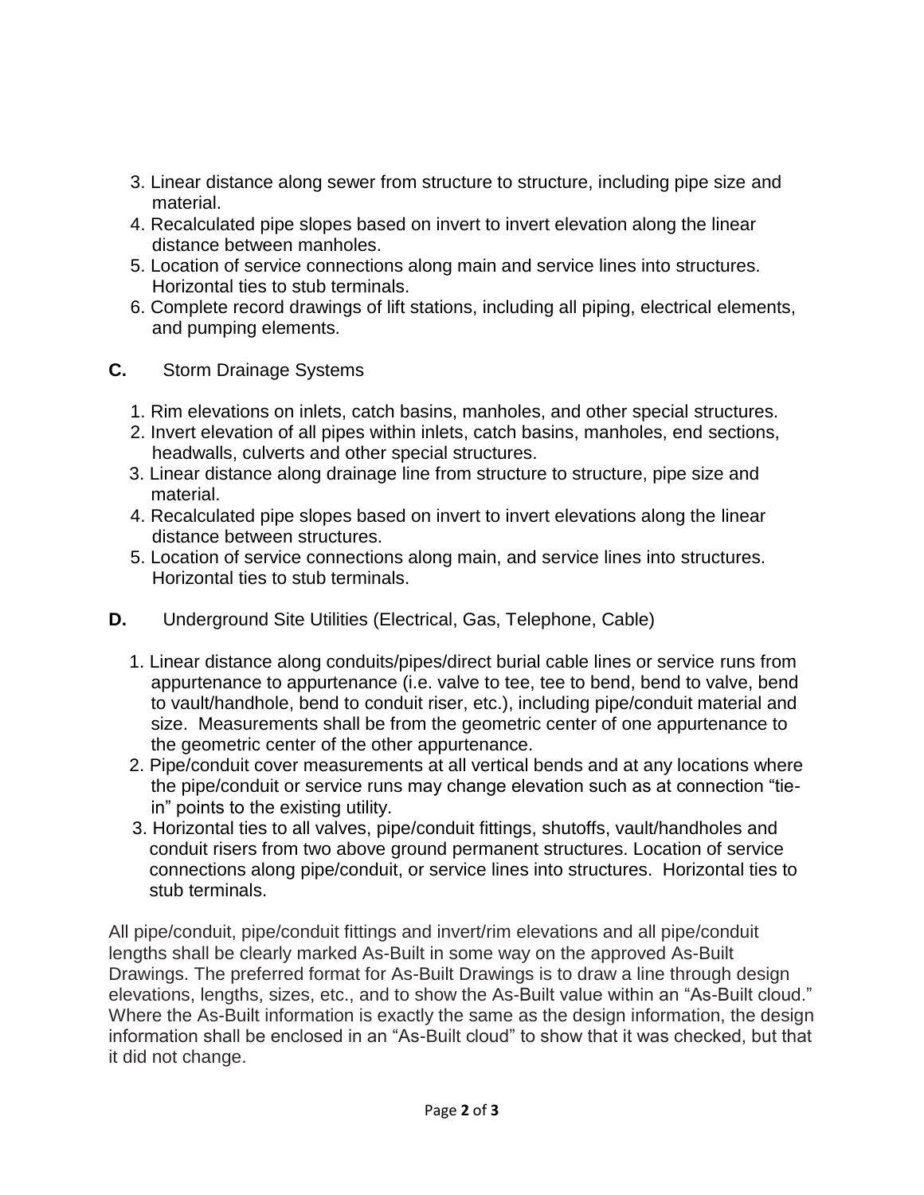3. Linear distance along sewer from structure to structure, including pipe size and material.
4. Recalculated pipe slopes based on invert to invert elevation along the linear distance between manholes.
5. Location of service connections along main and service lines into structures. Horizontal ties to stub terminals.
6. Complete record drawings of lift stations, including all piping, electrical elements, and pumping elements.

**C.** Storm Drainage Systems

1. Rim elevations on inlets, catch basins, manholes, and other special structures.
2. Invert elevation of all pipes within inlets, catch basins, manholes, end sections, headwalls, culverts and other special structures.
3. Linear distance along drainage line from structure to structure, pipe size and material.
4. Recalculated pipe slopes based on invert to invert elevations along the linear distance between structures.
5. Location of service connections along main, and service lines into structures. Horizontal ties to stub terminals.

**D.** Underground Site Utilities (Electrical, Gas, Telephone, Cable)

1. Linear distance along conduits/pipes/direct burial cable lines or service runs from appurtenance to appurtenance (i.e. valve to tee, tee to bend, bend to valve, bend to vault/handhole, bend to conduit riser, etc.), including pipe/conduit material and size. Measurements shall be from the geometric center of one appurtenance to the geometric center of the other appurtenance.
2. Pipe/conduit cover measurements at all vertical bends and at any locations where the pipe/conduit or service runs may change elevation such as at connection "tie-in" points to the existing utility.
3. Horizontal ties to all valves, pipe/conduit fittings, shutoffs, vault/handholes and conduit risers from two above ground permanent structures. Location of service connections along pipe/conduit, or service lines into structures. Horizontal ties to stub terminals.

All pipe/conduit, pipe/conduit fittings and invert/rim elevations and all pipe/conduit lengths shall be clearly marked As-Built in some way on the approved As-Built Drawings. The preferred format for As-Built Drawings is to draw a line through design elevations, lengths, sizes, etc., and to show the As-Built value within an "As-Built cloud." Where the As-Built information is exactly the same as the design information, the design information shall be enclosed in an "As-Built cloud" to show that it was checked, but that it did not change.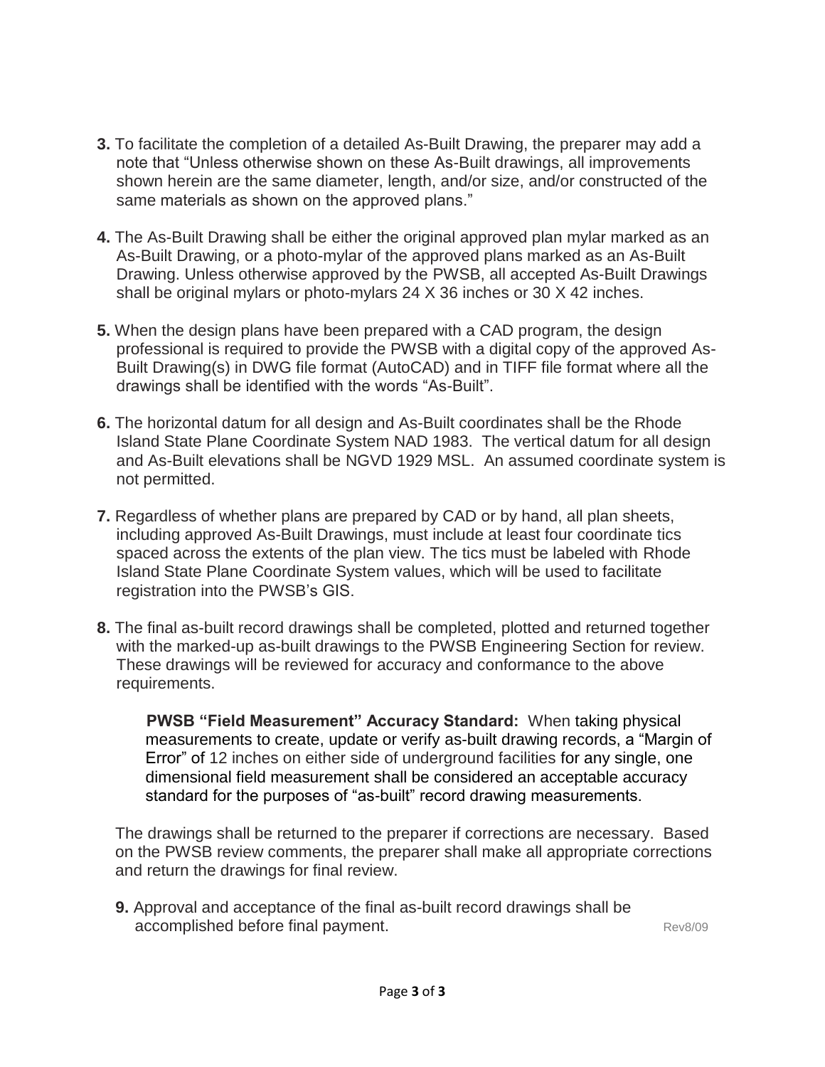**3.** To facilitate the completion of a detailed As-Built Drawing, the preparer may add a note that "Unless otherwise shown on these As-Built drawings, all improvements shown herein are the same diameter, length, and/or size, and/or constructed of the same materials as shown on the approved plans."

**4.** The As-Built Drawing shall be either the original approved plan mylar marked as an As-Built Drawing, or a photo-mylar of the approved plans marked as an As-Built Drawing. Unless otherwise approved by the PWSB, all accepted As-Built Drawings shall be original mylars or photo-mylars 24 X 36 inches or 30 X 42 inches.

**5.** When the design plans have been prepared with a CAD program, the design professional is required to provide the PWSB with a digital copy of the approved As-Built Drawing(s) in DWG file format (AutoCAD) and in TIFF file format where all the drawings shall be identified with the words "As-Built".

**6.** The horizontal datum for all design and As-Built coordinates shall be the Rhode Island State Plane Coordinate System NAD 1983. The vertical datum for all design and As-Built elevations shall be NGVD 1929 MSL. An assumed coordinate system is not permitted.

**7.** Regardless of whether plans are prepared by CAD or by hand, all plan sheets, including approved As-Built Drawings, must include at least four coordinate tics spaced across the extents of the plan view. The tics must be labeled with Rhode Island State Plane Coordinate System values, which will be used to facilitate registration into the PWSB's GIS.

**8.** The final as-built record drawings shall be completed, plotted and returned together with the marked-up as-built drawings to the PWSB Engineering Section for review. These drawings will be reviewed for accuracy and conformance to the above requirements.

**PWSB "Field Measurement" Accuracy Standard:** When taking physical measurements to create, update or verify as-built drawing records, a "Margin of Error" of 12 inches on either side of underground facilities for any single, one dimensional field measurement shall be considered an acceptable accuracy standard for the purposes of "as-built" record drawing measurements.

The drawings shall be returned to the preparer if corrections are necessary. Based on the PWSB review comments, the preparer shall make all appropriate corrections and return the drawings for final review.

**9.** Approval and acceptance of the final as-built record drawings shall be accomplished before final payment.

Rev8/09